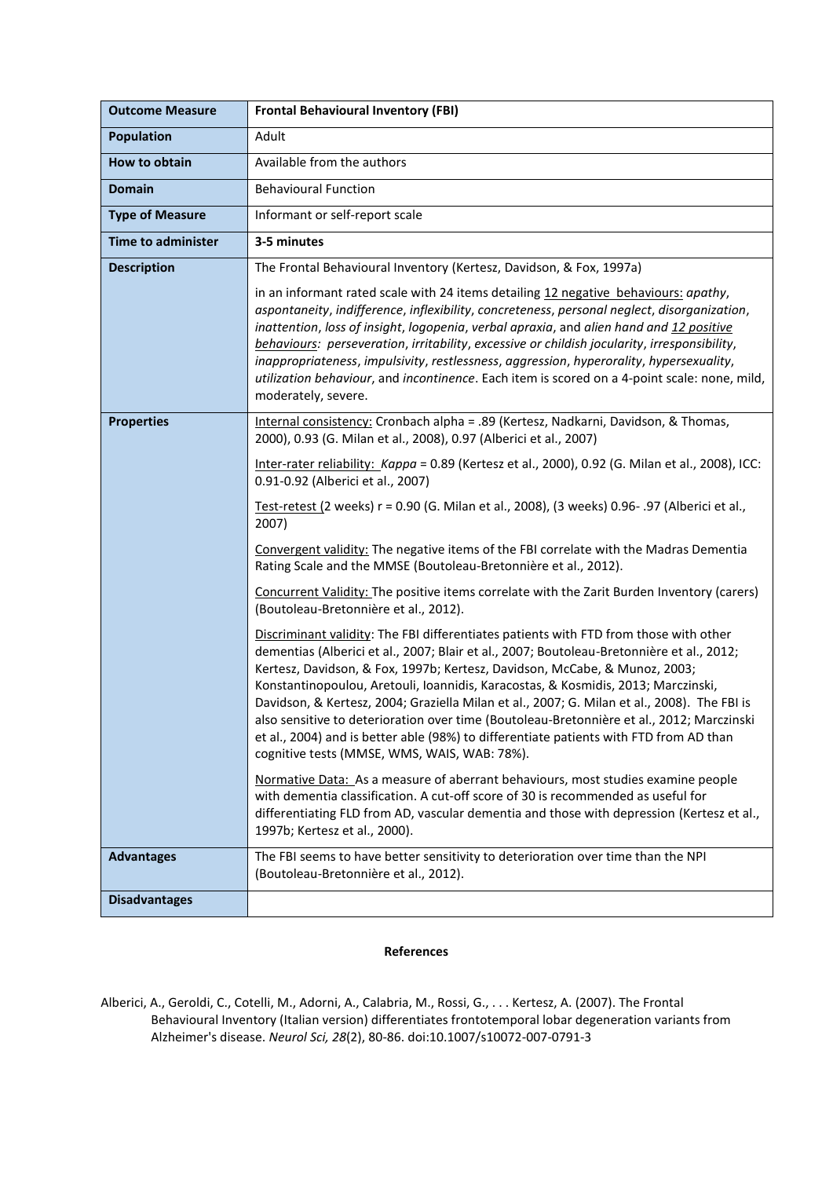| | |
|---|---|
| **Outcome Measure** | **Frontal Behavioural Inventory (FBI)** |
| **Population** | Adult |
| **How to obtain** | Available from the authors |
| **Domain** | Behavioural Function |
| **Type of Measure** | Informant or self-report scale |
| **Time to administer** | **3-5 minutes** |
| **Description** | The Frontal Behavioural Inventory (Kertesz, Davidson, & Fox, 1997a)<br><br>in an informant rated scale with 24 items detailing 12 negative behaviours: *apathy*, *aspontaneity*, *indifference*, *inflexibility*, *concreteness*, *personal neglect*, *disorganization*, *inattention*, *loss of insight*, *logopenia*, *verbal apraxia*, and *alien hand and 12 positive behaviours: perseveration*, *irritability*, *excessive or childish jocularity*, *irresponsibility*, *inappropriateness*, *impulsivity*, *restlessness*, *aggression*, *hyperorality*, *hypersexuality*, *utilization behaviour*, and *incontinence*. Each item is scored on a 4-point scale: none, mild, moderately, severe. |
| **Properties** | Internal consistency: Cronbach alpha = .89 (Kertesz, Nadkarni, Davidson, & Thomas, 2000), 0.93 (G. Milan et al., 2008), 0.97 (Alberici et al., 2007)<br><br>Inter-rater reliability: *Kappa* = 0.89 (Kertesz et al., 2000), 0.92 (G. Milan et al., 2008), ICC: 0.91-0.92 (Alberici et al., 2007)<br><br>Test-retest (2 weeks) r = 0.90 (G. Milan et al., 2008), (3 weeks) 0.96- .97 (Alberici et al., 2007)<br><br>Convergent validity: The negative items of the FBI correlate with the Madras Dementia Rating Scale and the MMSE (Boutoleau-Bretonnière et al., 2012).<br><br>Concurrent Validity: The positive items correlate with the Zarit Burden Inventory (carers) (Boutoleau-Bretonnière et al., 2012).<br><br>Discriminant validity: The FBI differentiates patients with FTD from those with other dementias (Alberici et al., 2007; Blair et al., 2007; Boutoleau-Bretonnière et al., 2012; Kertesz, Davidson, & Fox, 1997b; Kertesz, Davidson, McCabe, & Munoz, 2003; Konstantinopoulou, Aretouli, Ioannidis, Karacostas, & Kosmidis, 2013; Marczinski, Davidson, & Kertesz, 2004; Graziella Milan et al., 2007; G. Milan et al., 2008). The FBI is also sensitive to deterioration over time (Boutoleau-Bretonnière et al., 2012; Marczinski et al., 2004) and is better able (98%) to differentiate patients with FTD from AD than cognitive tests (MMSE, WMS, WAIS, WAB: 78%).<br><br>Normative Data: As a measure of aberrant behaviours, most studies examine people with dementia classification. A cut-off score of 30 is recommended as useful for differentiating FLD from AD, vascular dementia and those with depression (Kertesz et al., 1997b; Kertesz et al., 2000). |
| **Advantages** | The FBI seems to have better sensitivity to deterioration over time than the NPI (Boutoleau-Bretonnière et al., 2012). |
| **Disadvantages** | |

**References**

Alberici, A., Geroldi, C., Cotelli, M., Adorni, A., Calabria, M., Rossi, G., . . . Kertesz, A. (2007). The Frontal Behavioural Inventory (Italian version) differentiates frontotemporal lobar degeneration variants from Alzheimer's disease. *Neurol Sci, 28*(2), 80-86. doi:10.1007/s10072-007-0791-3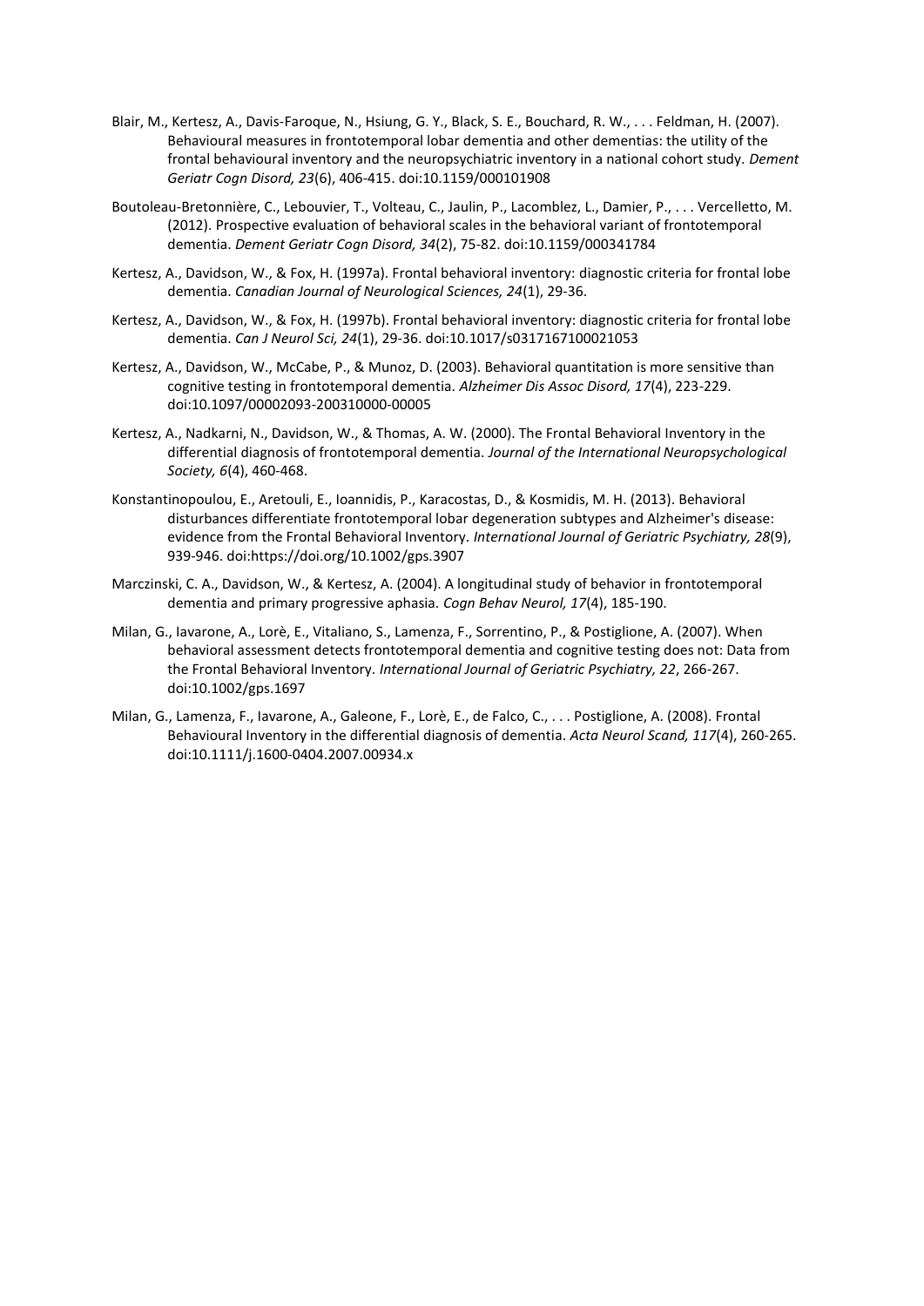Blair, M., Kertesz, A., Davis-Faroque, N., Hsiung, G. Y., Black, S. E., Bouchard, R. W., . . . Feldman, H. (2007). Behavioural measures in frontotemporal lobar dementia and other dementias: the utility of the frontal behavioural inventory and the neuropsychiatric inventory in a national cohort study. *Dement Geriatr Cogn Disord, 23*(6), 406-415. doi:10.1159/000101908

Boutoleau-Bretonnière, C., Lebouvier, T., Volteau, C., Jaulin, P., Lacomblez, L., Damier, P., . . . Vercelletto, M. (2012). Prospective evaluation of behavioral scales in the behavioral variant of frontotemporal dementia. *Dement Geriatr Cogn Disord, 34*(2), 75-82. doi:10.1159/000341784

Kertesz, A., Davidson, W., & Fox, H. (1997a). Frontal behavioral inventory: diagnostic criteria for frontal lobe dementia. *Canadian Journal of Neurological Sciences, 24*(1), 29-36.

Kertesz, A., Davidson, W., & Fox, H. (1997b). Frontal behavioral inventory: diagnostic criteria for frontal lobe dementia. *Can J Neurol Sci, 24*(1), 29-36. doi:10.1017/s0317167100021053

Kertesz, A., Davidson, W., McCabe, P., & Munoz, D. (2003). Behavioral quantitation is more sensitive than cognitive testing in frontotemporal dementia. *Alzheimer Dis Assoc Disord, 17*(4), 223-229. doi:10.1097/00002093-200310000-00005

Kertesz, A., Nadkarni, N., Davidson, W., & Thomas, A. W. (2000). The Frontal Behavioral Inventory in the differential diagnosis of frontotemporal dementia. *Journal of the International Neuropsychological Society, 6*(4), 460-468.

Konstantinopoulou, E., Aretouli, E., Ioannidis, P., Karacostas, D., & Kosmidis, M. H. (2013). Behavioral disturbances differentiate frontotemporal lobar degeneration subtypes and Alzheimer's disease: evidence from the Frontal Behavioral Inventory. *International Journal of Geriatric Psychiatry, 28*(9), 939-946. doi:https://doi.org/10.1002/gps.3907

Marczinski, C. A., Davidson, W., & Kertesz, A. (2004). A longitudinal study of behavior in frontotemporal dementia and primary progressive aphasia. *Cogn Behav Neurol, 17*(4), 185-190.

Milan, G., Iavarone, A., Lorè, E., Vitaliano, S., Lamenza, F., Sorrentino, P., & Postiglione, A. (2007). When behavioral assessment detects frontotemporal dementia and cognitive testing does not: Data from the Frontal Behavioral Inventory. *International Journal of Geriatric Psychiatry, 22*, 266-267. doi:10.1002/gps.1697

Milan, G., Lamenza, F., Iavarone, A., Galeone, F., Lorè, E., de Falco, C., . . . Postiglione, A. (2008). Frontal Behavioural Inventory in the differential diagnosis of dementia. *Acta Neurol Scand, 117*(4), 260-265. doi:10.1111/j.1600-0404.2007.00934.x